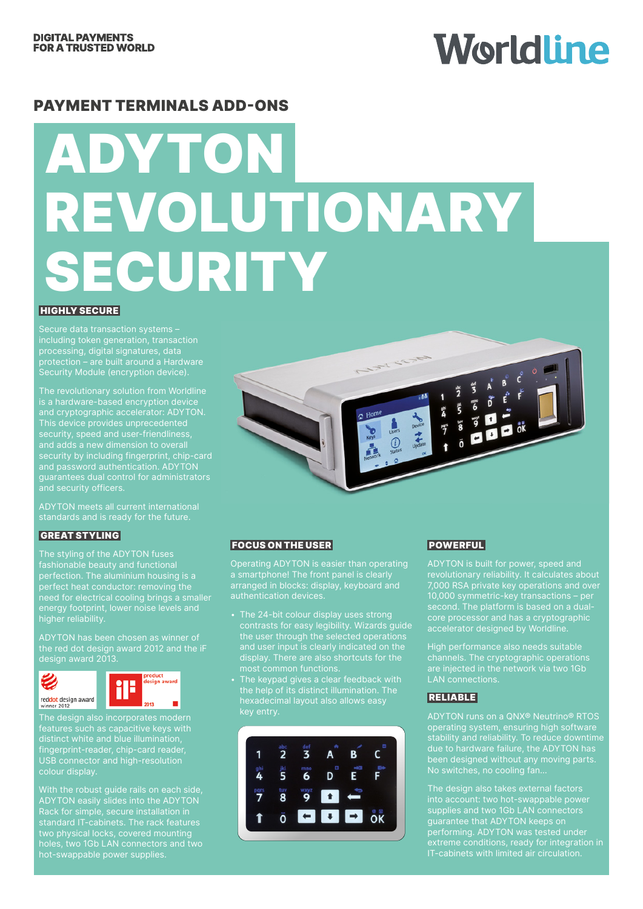DIGITAL PAYMENTS
FOR A TRUSTED WORLD

Worldline

## PAYMENT TERMINALS ADD-ONS

# ADYTON REVOLUTIONARY SECURITY

### HIGHLY SECURE

Secure data transaction systems – including token generation, transaction processing, digital signatures, data protection – are built around a Hardware Security Module (encryption device).

The revolutionary solution from Worldline is a hardware-based encryption device and cryptographic accelerator: ADYTON. This device provides unprecedented security, speed and user-friendliness, and adds a new dimension to overall security by including fingerprint, chip-card and password authentication. ADYTON guarantees dual control for administrators and security officers.

ADYTON meets all current international standards and is ready for the future.

### GREAT STYLING

The styling of the ADYTON fuses fashionable beauty and functional perfection. The aluminium housing is a perfect heat conductor: removing the need for electrical cooling brings a smaller energy footprint, lower noise levels and higher reliability.

ADYTON has been chosen as winner of the red dot design award 2012 and the iF design award 2013.

reddot design award winner 2012

iF product design award 2013

The design also incorporates modern features such as capacitive keys with distinct white and blue illumination, fingerprint-reader, chip-card reader, USB connector and high-resolution colour display.

With the robust guide rails on each side, ADYTON easily slides into the ADYTON Rack for simple, secure installation in standard IT-cabinets. The rack features two physical locks, covered mounting holes, two 1Gb LAN connectors and two hot-swappable power supplies.

### FOCUS ON THE USER

Operating ADYTON is easier than operating a smartphone! The front panel is clearly arranged in blocks: display, keyboard and authentication devices.

- The 24-bit colour display uses strong contrasts for easy legibility. Wizards guide the user through the selected operations and user input is clearly indicated on the display. There are also shortcuts for the most common functions.
- The keypad gives a clear feedback with the help of its distinct illumination. The hexadecimal layout also allows easy key entry.

### POWERFUL

ADYTON is built for power, speed and revolutionary reliability. It calculates about 7,000 RSA private key operations and over 10,000 symmetric-key transactions – per second. The platform is based on a dual-core processor and has a cryptographic accelerator designed by Worldline.

High performance also needs suitable channels. The cryptographic operations are injected in the network via two 1Gb LAN connections.

### RELIABLE

ADYTON runs on a QNX® Neutrino® RTOS operating system, ensuring high software stability and reliability. To reduce downtime due to hardware failure, the ADYTON has been designed without any moving parts. No switches, no cooling fan...

The design also takes external factors into account: two hot-swappable power supplies and two 1Gb LAN connectors guarantee that ADYTON keeps on performing. ADYTON was tested under extreme conditions, ready for integration in IT-cabinets with limited air circulation.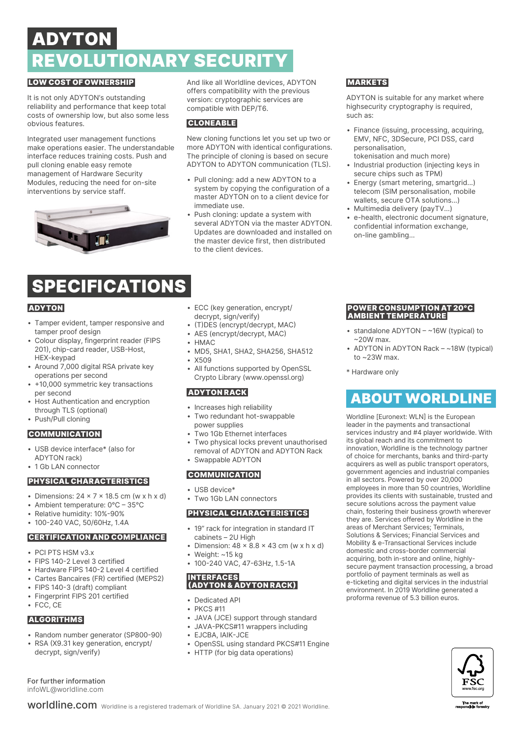# ADYTON
# REVOLUTIONARY SECURITY

## LOW COST OF OWNERSHIP

It is not only ADYTON's outstanding reliability and performance that keep total costs of ownership low, but also some less obvious features.

Integrated user management functions make operations easier. The understandable interface reduces training costs. Push and pull cloning enable easy remote management of Hardware Security Modules, reducing the need for on-site interventions by service staff.

And like all Worldline devices, ADYTON offers compatibility with the previous version: cryptographic services are compatible with DEP/T6.

## CLONEABLE

New cloning functions let you set up two or more ADYTON with identical configurations. The principle of cloning is based on secure ADYTON to ADYTON communication (TLS).

- Pull cloning: add a new ADYTON to a system by copying the configuration of a master ADYTON on to a client device for immediate use.
- Push cloning: update a system with several ADYTON via the master ADYTON. Updates are downloaded and installed on the master device first, then distributed to the client devices.

## MARKETS

ADYTON is suitable for any market where highsecurity cryptography is required, such as:

- Finance (issuing, processing, acquiring, EMV, NFC, 3DSecure, PCI DSS, card personalisation, tokenisation and much more)
- Industrial production (injecting keys in secure chips such as TPM)
- Energy (smart metering, smartgrid…) telecom (SIM personalisation, mobile wallets, secure OTA solutions…)
- Multimedia delivery (payTV…)
- e-health, electronic document signature, confidential information exchange, on-line gambling…

# SPECIFICATIONS

## ADYTON

- Tamper evident, tamper responsive and tamper proof design
- Colour display, fingerprint reader (FIPS 201), chip-card reader, USB-Host, HEX-keypad
- Around 7,000 digital RSA private key operations per second
- +10,000 symmetric key transactions per second
- Host Authentication and encryption through TLS (optional)
- Push/Pull cloning

## COMMUNICATION

- USB device interface* (also for ADYTON rack)
- 1 Gb LAN connector

## PHYSICAL CHARACTERISTICS

- Dimensions: 24 × 7 × 18.5 cm (w x h x d)
- Ambient temperature: 0°C – 35°C
- Relative humidity: 10%-90%
- 100-240 VAC, 50/60Hz, 1.4A

## CERTIFICATION AND COMPLIANCE

- PCI PTS HSM v3.x
- FIPS 140-2 Level 3 certified
- Hardware FIPS 140-2 Level 4 certified
- Cartes Bancaires (FR) certified (MEPS2)
- FIPS 140-3 (draft) compliant
- Fingerprint FIPS 201 certified
- FCC, CE

## ALGORITHMS

- Random number generator (SP800-90)
- RSA (X9.31 key generation, encrypt/decrypt, sign/verify)
- ECC (key generation, encrypt/decrypt, sign/verify)
- (T)DES (encrypt/decrypt, MAC)
- AES (encrypt/decrypt, MAC)
- HMAC
- MD5, SHA1, SHA2, SHA256, SHA512
- X509
- All functions supported by OpenSSL Crypto Library (www.openssl.org)

## ADYTON RACK

- Increases high reliability
- Two redundant hot-swappable power supplies
- Two 1Gb Ethernet interfaces
- Two physical locks prevent unauthorised removal of ADYTON and ADYTON Rack
- Swappable ADYTON

## COMMUNICATION

- USB device*
- Two 1Gb LAN connectors

## PHYSICAL CHARACTERISTICS

- 19" rack for integration in standard IT cabinets – 2U High
- Dimension: 48 × 8.8 × 43 cm (w x h x d)
- Weight: ~15 kg
- 100-240 VAC, 47-63Hz, 1.5-1A

## INTERFACES (ADYTON & ADYTON RACK)

- Dedicated API
- PKCS #11
- JAVA (JCE) support through standard
- JAVA-PKCS#11 wrappers including
- EJCBA, IAIK-JCE
- OpenSSL using standard PKCS#11 Engine
- HTTP (for big data operations)

## POWER CONSUMPTION AT 20°C AMBIENT TEMPERATURE

- standalone ADYTON – ~16W (typical) to ~20W max.
- ADYTON in ADYTON Rack – ~18W (typical) to ~23W max.

* Hardware only

# ABOUT WORLDLINE

Worldline [Euronext: WLN] is the European leader in the payments and transactional services industry and #4 player worldwide. With its global reach and its commitment to innovation, Worldline is the technology partner of choice for merchants, banks and third-party acquirers as well as public transport operators, government agencies and industrial companies in all sectors. Powered by over 20,000 employees in more than 50 countries, Worldline provides its clients with sustainable, trusted and secure solutions across the payment value chain, fostering their business growth wherever they are. Services offered by Worldline in the areas of Merchant Services; Terminals, Solutions & Services; Financial Services and Mobility & e-Transactional Services include domestic and cross-border commercial acquiring, both in-store and online, highly-secure payment transaction processing, a broad portfolio of payment terminals as well as e-ticketing and digital services in the industrial environment. In 2019 Worldline generated a proforma revenue of 5.3 billion euros.

For further information
infoWL@worldline.com

worldline.com Worldline is a registered trademark of Worldline SA. January 2021 © 2021 Worldline.

FSC
www.fsc.org
The mark of responsible forestry